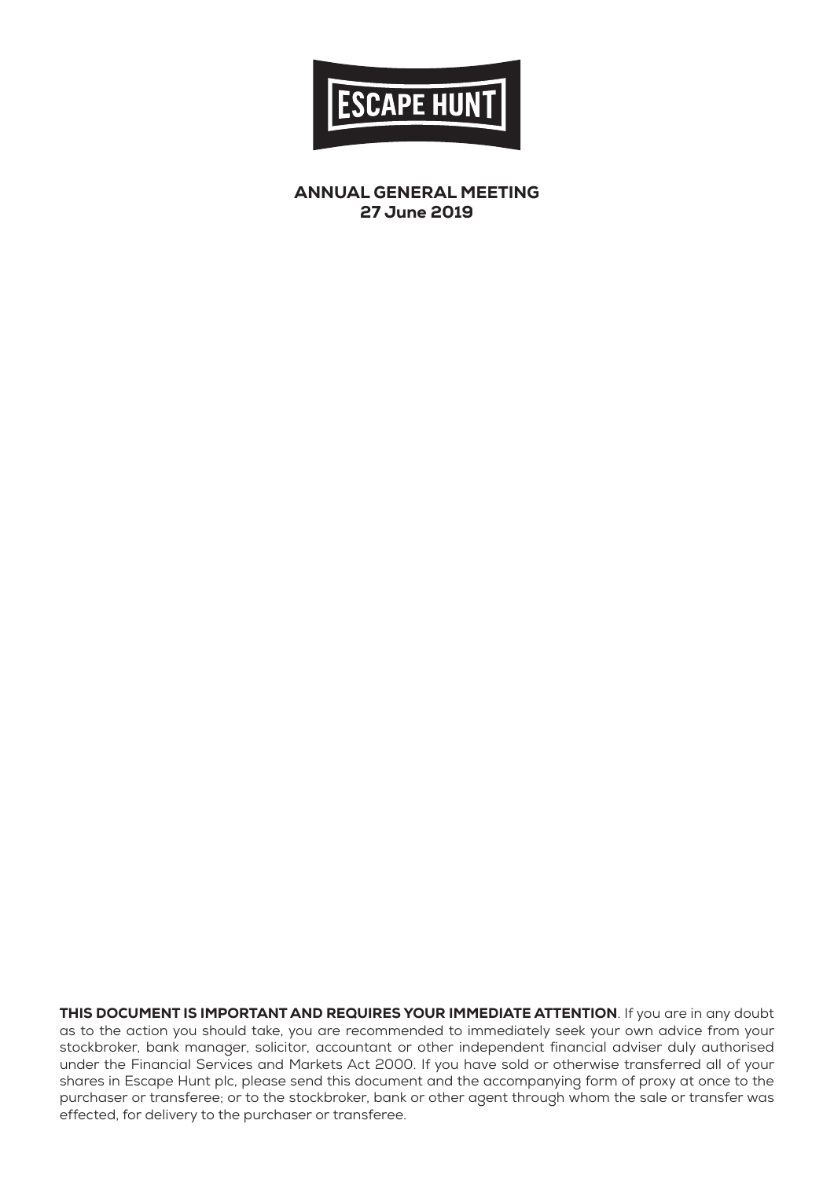# ESCAPE HUNT

## ANNUAL GENERAL MEETING
## 27 June 2019

**THIS DOCUMENT IS IMPORTANT AND REQUIRES YOUR IMMEDIATE ATTENTION**. If you are in any doubt as to the action you should take, you are recommended to immediately seek your own advice from your stockbroker, bank manager, solicitor, accountant or other independent financial adviser duly authorised under the Financial Services and Markets Act 2000. If you have sold or otherwise transferred all of your shares in Escape Hunt plc, please send this document and the accompanying form of proxy at once to the purchaser or transferee; or to the stockbroker, bank or other agent through whom the sale or transfer was effected, for delivery to the purchaser or transferee.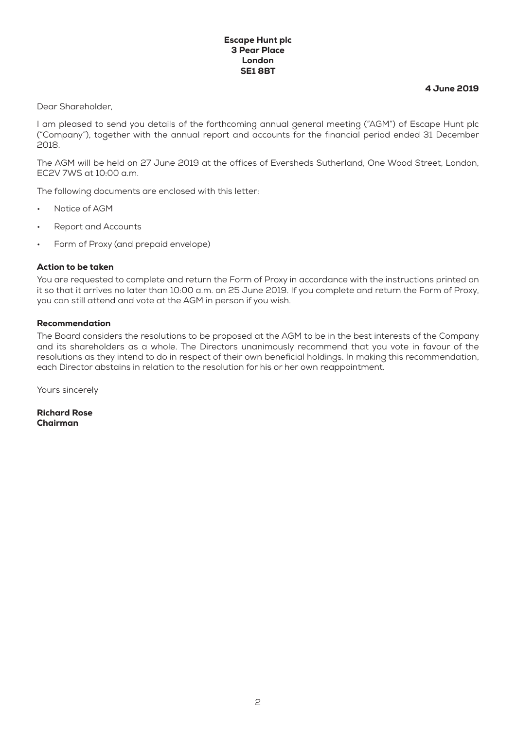**Escape Hunt plc**
**3 Pear Place**
**London**
**SE1 8BT**

**4 June 2019**

Dear Shareholder,

I am pleased to send you details of the forthcoming annual general meeting ("AGM") of Escape Hunt plc ("Company"), together with the annual report and accounts for the financial period ended 31 December 2018.

The AGM will be held on 27 June 2019 at the offices of Eversheds Sutherland, One Wood Street, London, EC2V 7WS at 10:00 a.m.

The following documents are enclosed with this letter:

- Notice of AGM
- Report and Accounts
- Form of Proxy (and prepaid envelope)

### Action to be taken

You are requested to complete and return the Form of Proxy in accordance with the instructions printed on it so that it arrives no later than 10:00 a.m. on 25 June 2019. If you complete and return the Form of Proxy, you can still attend and vote at the AGM in person if you wish.

### Recommendation

The Board considers the resolutions to be proposed at the AGM to be in the best interests of the Company and its shareholders as a whole. The Directors unanimously recommend that you vote in favour of the resolutions as they intend to do in respect of their own beneficial holdings. In making this recommendation, each Director abstains in relation to the resolution for his or her own reappointment.

Yours sincerely

**Richard Rose**
**Chairman**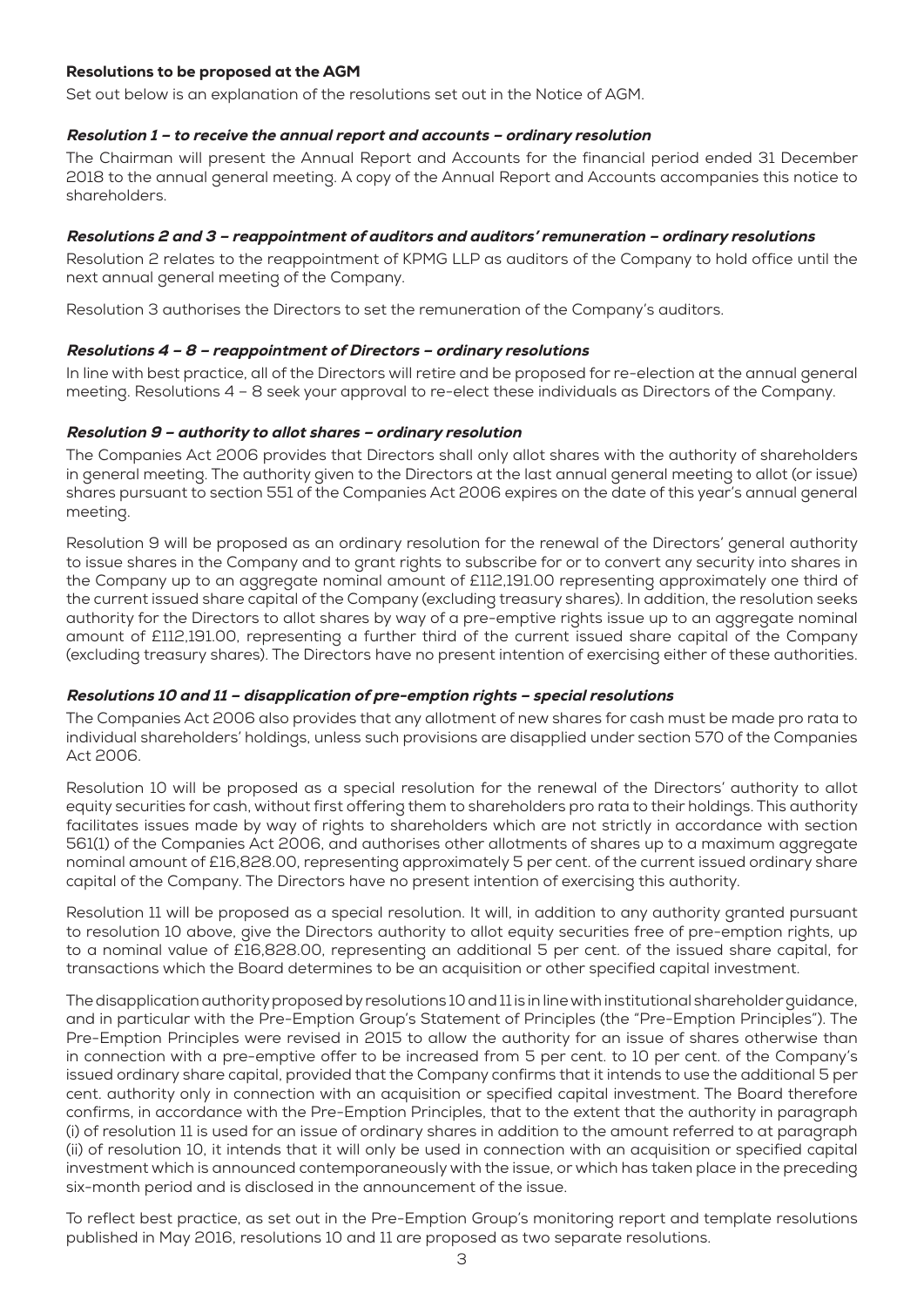## Resolutions to be proposed at the AGM

Set out below is an explanation of the resolutions set out in the Notice of AGM.

### *Resolution 1 – to receive the annual report and accounts – ordinary resolution*

The Chairman will present the Annual Report and Accounts for the financial period ended 31 December 2018 to the annual general meeting. A copy of the Annual Report and Accounts accompanies this notice to shareholders.

### *Resolutions 2 and 3 – reappointment of auditors and auditors' remuneration – ordinary resolutions*

Resolution 2 relates to the reappointment of KPMG LLP as auditors of the Company to hold office until the next annual general meeting of the Company.

Resolution 3 authorises the Directors to set the remuneration of the Company's auditors.

### *Resolutions 4 – 8 – reappointment of Directors – ordinary resolutions*

In line with best practice, all of the Directors will retire and be proposed for re-election at the annual general meeting. Resolutions 4 – 8 seek your approval to re-elect these individuals as Directors of the Company.

### *Resolution 9 – authority to allot shares – ordinary resolution*

The Companies Act 2006 provides that Directors shall only allot shares with the authority of shareholders in general meeting. The authority given to the Directors at the last annual general meeting to allot (or issue) shares pursuant to section 551 of the Companies Act 2006 expires on the date of this year's annual general meeting.

Resolution 9 will be proposed as an ordinary resolution for the renewal of the Directors' general authority to issue shares in the Company and to grant rights to subscribe for or to convert any security into shares in the Company up to an aggregate nominal amount of £112,191.00 representing approximately one third of the current issued share capital of the Company (excluding treasury shares). In addition, the resolution seeks authority for the Directors to allot shares by way of a pre-emptive rights issue up to an aggregate nominal amount of £112,191.00, representing a further third of the current issued share capital of the Company (excluding treasury shares). The Directors have no present intention of exercising either of these authorities.

### *Resolutions 10 and 11 – disapplication of pre-emption rights – special resolutions*

The Companies Act 2006 also provides that any allotment of new shares for cash must be made pro rata to individual shareholders' holdings, unless such provisions are disapplied under section 570 of the Companies Act 2006.

Resolution 10 will be proposed as a special resolution for the renewal of the Directors' authority to allot equity securities for cash, without first offering them to shareholders pro rata to their holdings. This authority facilitates issues made by way of rights to shareholders which are not strictly in accordance with section 561(1) of the Companies Act 2006, and authorises other allotments of shares up to a maximum aggregate nominal amount of £16,828.00, representing approximately 5 per cent. of the current issued ordinary share capital of the Company. The Directors have no present intention of exercising this authority.

Resolution 11 will be proposed as a special resolution. It will, in addition to any authority granted pursuant to resolution 10 above, give the Directors authority to allot equity securities free of pre-emption rights, up to a nominal value of £16,828.00, representing an additional 5 per cent. of the issued share capital, for transactions which the Board determines to be an acquisition or other specified capital investment.

The disapplication authority proposed by resolutions 10 and 11 is in line with institutional shareholder guidance, and in particular with the Pre-Emption Group's Statement of Principles (the "Pre-Emption Principles"). The Pre-Emption Principles were revised in 2015 to allow the authority for an issue of shares otherwise than in connection with a pre-emptive offer to be increased from 5 per cent. to 10 per cent. of the Company's issued ordinary share capital, provided that the Company confirms that it intends to use the additional 5 per cent. authority only in connection with an acquisition or specified capital investment. The Board therefore confirms, in accordance with the Pre-Emption Principles, that to the extent that the authority in paragraph (i) of resolution 11 is used for an issue of ordinary shares in addition to the amount referred to at paragraph (ii) of resolution 10, it intends that it will only be used in connection with an acquisition or specified capital investment which is announced contemporaneously with the issue, or which has taken place in the preceding six-month period and is disclosed in the announcement of the issue.

To reflect best practice, as set out in the Pre-Emption Group's monitoring report and template resolutions published in May 2016, resolutions 10 and 11 are proposed as two separate resolutions.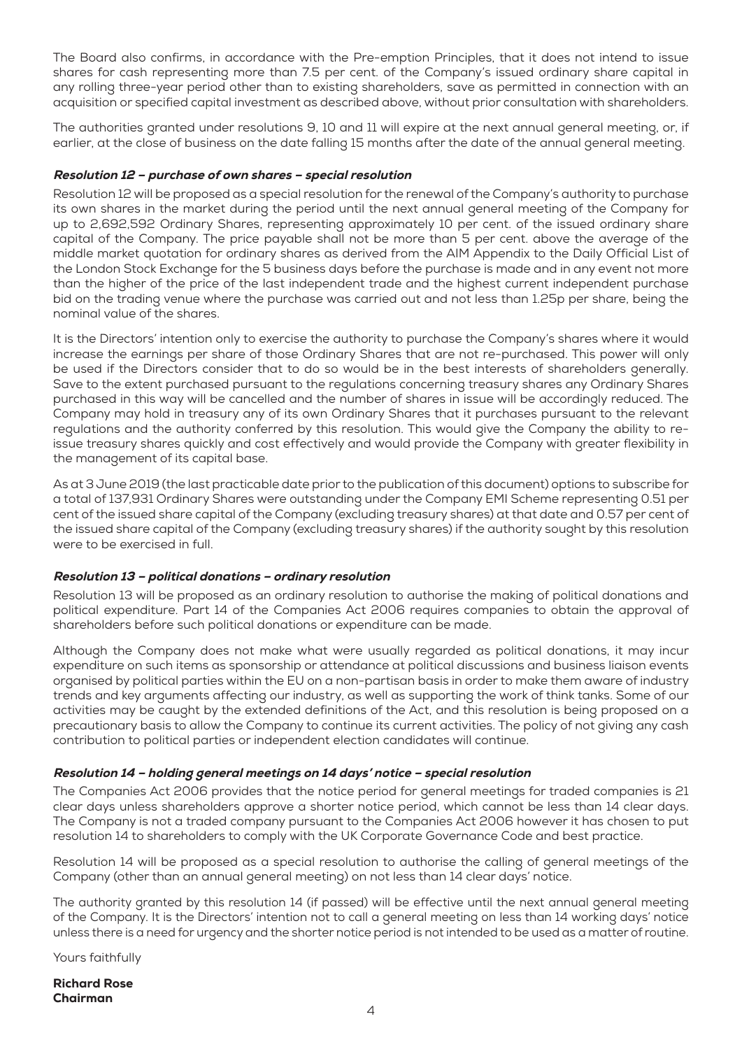The Board also confirms, in accordance with the Pre-emption Principles, that it does not intend to issue shares for cash representing more than 7.5 per cent. of the Company's issued ordinary share capital in any rolling three-year period other than to existing shareholders, save as permitted in connection with an acquisition or specified capital investment as described above, without prior consultation with shareholders.

The authorities granted under resolutions 9, 10 and 11 will expire at the next annual general meeting, or, if earlier, at the close of business on the date falling 15 months after the date of the annual general meeting.

***Resolution 12 – purchase of own shares – special resolution***

Resolution 12 will be proposed as a special resolution for the renewal of the Company's authority to purchase its own shares in the market during the period until the next annual general meeting of the Company for up to 2,692,592 Ordinary Shares, representing approximately 10 per cent. of the issued ordinary share capital of the Company. The price payable shall not be more than 5 per cent. above the average of the middle market quotation for ordinary shares as derived from the AIM Appendix to the Daily Official List of the London Stock Exchange for the 5 business days before the purchase is made and in any event not more than the higher of the price of the last independent trade and the highest current independent purchase bid on the trading venue where the purchase was carried out and not less than 1.25p per share, being the nominal value of the shares.

It is the Directors' intention only to exercise the authority to purchase the Company's shares where it would increase the earnings per share of those Ordinary Shares that are not re-purchased. This power will only be used if the Directors consider that to do so would be in the best interests of shareholders generally. Save to the extent purchased pursuant to the regulations concerning treasury shares any Ordinary Shares purchased in this way will be cancelled and the number of shares in issue will be accordingly reduced. The Company may hold in treasury any of its own Ordinary Shares that it purchases pursuant to the relevant regulations and the authority conferred by this resolution. This would give the Company the ability to re-issue treasury shares quickly and cost effectively and would provide the Company with greater flexibility in the management of its capital base.

As at 3 June 2019 (the last practicable date prior to the publication of this document) options to subscribe for a total of 137,931 Ordinary Shares were outstanding under the Company EMI Scheme representing 0.51 per cent of the issued share capital of the Company (excluding treasury shares) at that date and 0.57 per cent of the issued share capital of the Company (excluding treasury shares) if the authority sought by this resolution were to be exercised in full.

***Resolution 13 – political donations – ordinary resolution***

Resolution 13 will be proposed as an ordinary resolution to authorise the making of political donations and political expenditure. Part 14 of the Companies Act 2006 requires companies to obtain the approval of shareholders before such political donations or expenditure can be made.

Although the Company does not make what were usually regarded as political donations, it may incur expenditure on such items as sponsorship or attendance at political discussions and business liaison events organised by political parties within the EU on a non-partisan basis in order to make them aware of industry trends and key arguments affecting our industry, as well as supporting the work of think tanks. Some of our activities may be caught by the extended definitions of the Act, and this resolution is being proposed on a precautionary basis to allow the Company to continue its current activities. The policy of not giving any cash contribution to political parties or independent election candidates will continue.

***Resolution 14 – holding general meetings on 14 days' notice – special resolution***

The Companies Act 2006 provides that the notice period for general meetings for traded companies is 21 clear days unless shareholders approve a shorter notice period, which cannot be less than 14 clear days. The Company is not a traded company pursuant to the Companies Act 2006 however it has chosen to put resolution 14 to shareholders to comply with the UK Corporate Governance Code and best practice.

Resolution 14 will be proposed as a special resolution to authorise the calling of general meetings of the Company (other than an annual general meeting) on not less than 14 clear days' notice.

The authority granted by this resolution 14 (if passed) will be effective until the next annual general meeting of the Company. It is the Directors' intention not to call a general meeting on less than 14 working days' notice unless there is a need for urgency and the shorter notice period is not intended to be used as a matter of routine.

Yours faithfully

**Richard Rose**
**Chairman**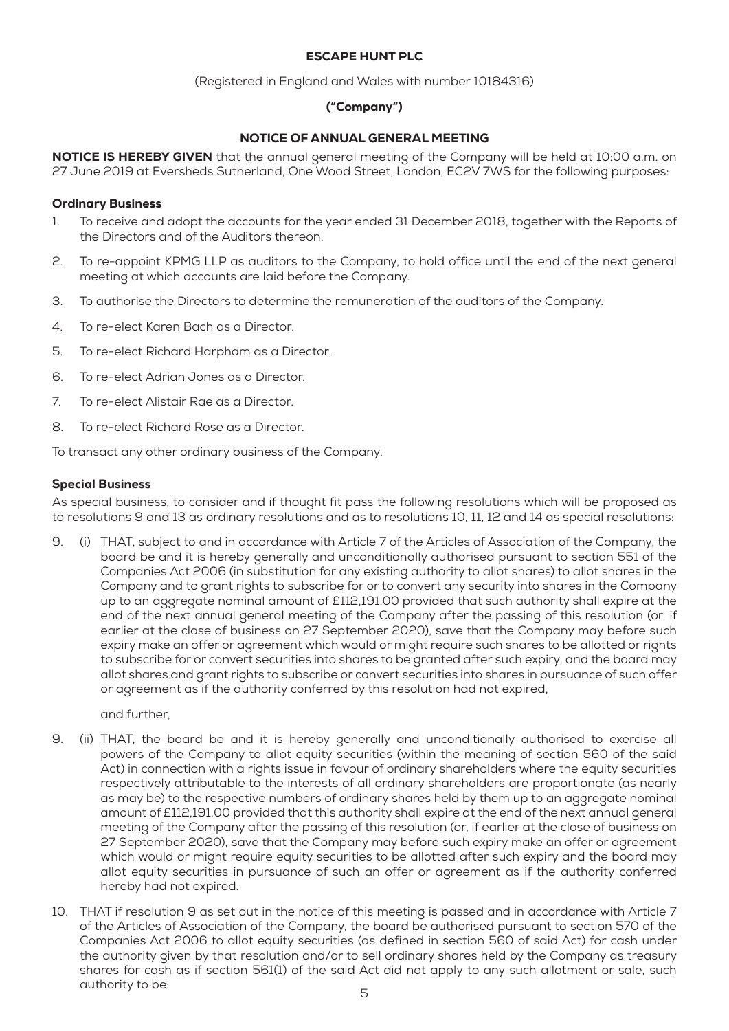**ESCAPE HUNT PLC**

(Registered in England and Wales with number 10184316)

**("Company")**

**NOTICE OF ANNUAL GENERAL MEETING**

**NOTICE IS HEREBY GIVEN** that the annual general meeting of the Company will be held at 10:00 a.m. on 27 June 2019 at Eversheds Sutherland, One Wood Street, London, EC2V 7WS for the following purposes:

### Ordinary Business

1. To receive and adopt the accounts for the year ended 31 December 2018, together with the Reports of the Directors and of the Auditors thereon.
2. To re-appoint KPMG LLP as auditors to the Company, to hold office until the end of the next general meeting at which accounts are laid before the Company.
3. To authorise the Directors to determine the remuneration of the auditors of the Company.
4. To re-elect Karen Bach as a Director.
5. To re-elect Richard Harpham as a Director.
6. To re-elect Adrian Jones as a Director.
7. To re-elect Alistair Rae as a Director.
8. To re-elect Richard Rose as a Director.

To transact any other ordinary business of the Company.

### Special Business

As special business, to consider and if thought fit pass the following resolutions which will be proposed as to resolutions 9 and 13 as ordinary resolutions and as to resolutions 10, 11, 12 and 14 as special resolutions:

9. (i) THAT, subject to and in accordance with Article 7 of the Articles of Association of the Company, the board be and it is hereby generally and unconditionally authorised pursuant to section 551 of the Companies Act 2006 (in substitution for any existing authority to allot shares) to allot shares in the Company and to grant rights to subscribe for or to convert any security into shares in the Company up to an aggregate nominal amount of £112,191.00 provided that such authority shall expire at the end of the next annual general meeting of the Company after the passing of this resolution (or, if earlier at the close of business on 27 September 2020), save that the Company may before such expiry make an offer or agreement which would or might require such shares to be allotted or rights to subscribe for or convert securities into shares to be granted after such expiry, and the board may allot shares and grant rights to subscribe or convert securities into shares in pursuance of such offer or agreement as if the authority conferred by this resolution had not expired,

   and further,

9. (ii) THAT, the board be and it is hereby generally and unconditionally authorised to exercise all powers of the Company to allot equity securities (within the meaning of section 560 of the said Act) in connection with a rights issue in favour of ordinary shareholders where the equity securities respectively attributable to the interests of all ordinary shareholders are proportionate (as nearly as may be) to the respective numbers of ordinary shares held by them up to an aggregate nominal amount of £112,191.00 provided that this authority shall expire at the end of the next annual general meeting of the Company after the passing of this resolution (or, if earlier at the close of business on 27 September 2020), save that the Company may before such expiry make an offer or agreement which would or might require equity securities to be allotted after such expiry and the board may allot equity securities in pursuance of such an offer or agreement as if the authority conferred hereby had not expired.

10. THAT if resolution 9 as set out in the notice of this meeting is passed and in accordance with Article 7 of the Articles of Association of the Company, the board be authorised pursuant to section 570 of the Companies Act 2006 to allot equity securities (as defined in section 560 of said Act) for cash under the authority given by that resolution and/or to sell ordinary shares held by the Company as treasury shares for cash as if section 561(1) of the said Act did not apply to any such allotment or sale, such authority to be: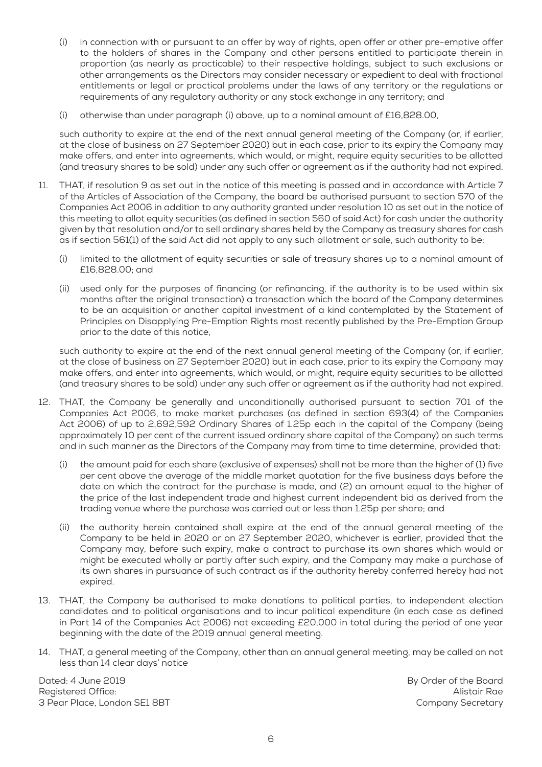(i) in connection with or pursuant to an offer by way of rights, open offer or other pre-emptive offer to the holders of shares in the Company and other persons entitled to participate therein in proportion (as nearly as practicable) to their respective holdings, subject to such exclusions or other arrangements as the Directors may consider necessary or expedient to deal with fractional entitlements or legal or practical problems under the laws of any territory or the regulations or requirements of any regulatory authority or any stock exchange in any territory; and

(i) otherwise than under paragraph (i) above, up to a nominal amount of £16,828.00,

such authority to expire at the end of the next annual general meeting of the Company (or, if earlier, at the close of business on 27 September 2020) but in each case, prior to its expiry the Company may make offers, and enter into agreements, which would, or might, require equity securities to be allotted (and treasury shares to be sold) under any such offer or agreement as if the authority had not expired.

11. THAT, if resolution 9 as set out in the notice of this meeting is passed and in accordance with Article 7 of the Articles of Association of the Company, the board be authorised pursuant to section 570 of the Companies Act 2006 in addition to any authority granted under resolution 10 as set out in the notice of this meeting to allot equity securities (as defined in section 560 of said Act) for cash under the authority given by that resolution and/or to sell ordinary shares held by the Company as treasury shares for cash as if section 561(1) of the said Act did not apply to any such allotment or sale, such authority to be:

   (i) limited to the allotment of equity securities or sale of treasury shares up to a nominal amount of £16,828.00; and

   (ii) used only for the purposes of financing (or refinancing, if the authority is to be used within six months after the original transaction) a transaction which the board of the Company determines to be an acquisition or another capital investment of a kind contemplated by the Statement of Principles on Disapplying Pre-Emption Rights most recently published by the Pre-Emption Group prior to the date of this notice,

   such authority to expire at the end of the next annual general meeting of the Company (or, if earlier, at the close of business on 27 September 2020) but in each case, prior to its expiry the Company may make offers, and enter into agreements, which would, or might, require equity securities to be allotted (and treasury shares to be sold) under any such offer or agreement as if the authority had not expired.

12. THAT, the Company be generally and unconditionally authorised pursuant to section 701 of the Companies Act 2006, to make market purchases (as defined in section 693(4) of the Companies Act 2006) of up to 2,692,592 Ordinary Shares of 1.25p each in the capital of the Company (being approximately 10 per cent of the current issued ordinary share capital of the Company) on such terms and in such manner as the Directors of the Company may from time to time determine, provided that:

   (i) the amount paid for each share (exclusive of expenses) shall not be more than the higher of (1) five per cent above the average of the middle market quotation for the five business days before the date on which the contract for the purchase is made, and (2) an amount equal to the higher of the price of the last independent trade and highest current independent bid as derived from the trading venue where the purchase was carried out or less than 1.25p per share; and

   (ii) the authority herein contained shall expire at the end of the annual general meeting of the Company to be held in 2020 or on 27 September 2020, whichever is earlier, provided that the Company may, before such expiry, make a contract to purchase its own shares which would or might be executed wholly or partly after such expiry, and the Company may make a purchase of its own shares in pursuance of such contract as if the authority hereby conferred hereby had not expired.

13. THAT, the Company be authorised to make donations to political parties, to independent election candidates and to political organisations and to incur political expenditure (in each case as defined in Part 14 of the Companies Act 2006) not exceeding £20,000 in total during the period of one year beginning with the date of the 2019 annual general meeting.

14. THAT, a general meeting of the Company, other than an annual general meeting, may be called on not less than 14 clear days' notice

Dated: 4 June 2019
Registered Office:
3 Pear Place, London SE1 8BT

By Order of the Board
Alistair Rae
Company Secretary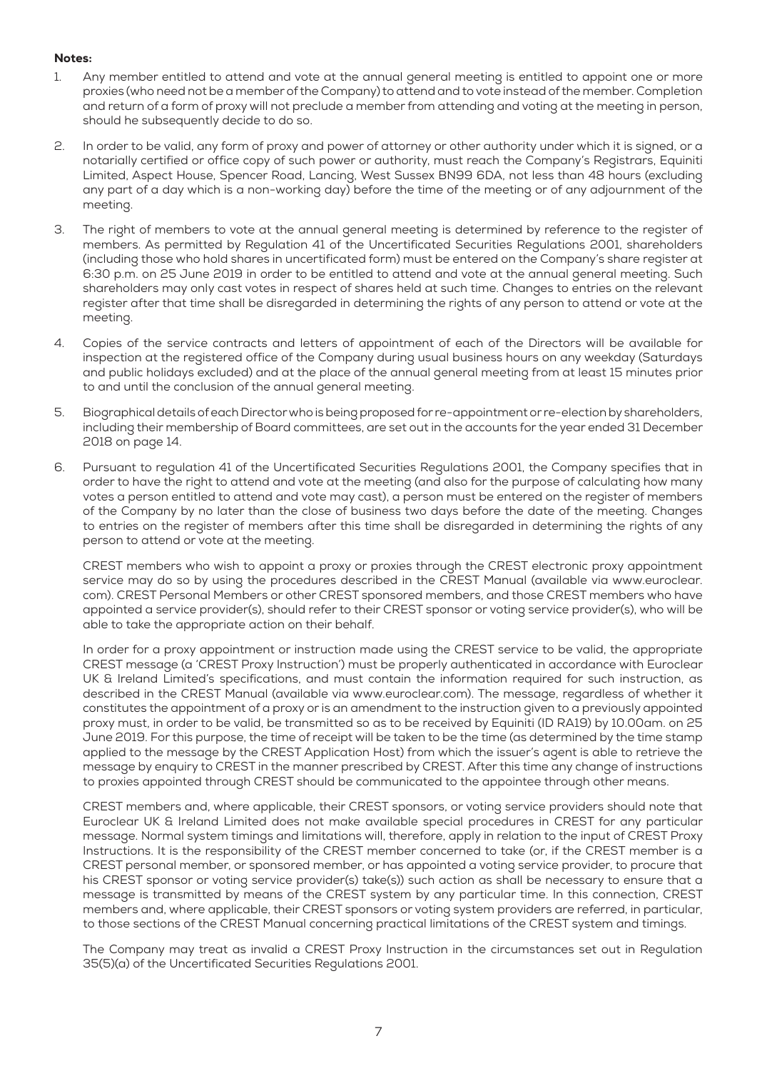**Notes:**

1. Any member entitled to attend and vote at the annual general meeting is entitled to appoint one or more proxies (who need not be a member of the Company) to attend and to vote instead of the member. Completion and return of a form of proxy will not preclude a member from attending and voting at the meeting in person, should he subsequently decide to do so.

2. In order to be valid, any form of proxy and power of attorney or other authority under which it is signed, or a notarially certified or office copy of such power or authority, must reach the Company's Registrars, Equiniti Limited, Aspect House, Spencer Road, Lancing, West Sussex BN99 6DA, not less than 48 hours (excluding any part of a day which is a non-working day) before the time of the meeting or of any adjournment of the meeting.

3. The right of members to vote at the annual general meeting is determined by reference to the register of members. As permitted by Regulation 41 of the Uncertificated Securities Regulations 2001, shareholders (including those who hold shares in uncertificated form) must be entered on the Company's share register at 6:30 p.m. on 25 June 2019 in order to be entitled to attend and vote at the annual general meeting. Such shareholders may only cast votes in respect of shares held at such time. Changes to entries on the relevant register after that time shall be disregarded in determining the rights of any person to attend or vote at the meeting.

4. Copies of the service contracts and letters of appointment of each of the Directors will be available for inspection at the registered office of the Company during usual business hours on any weekday (Saturdays and public holidays excluded) and at the place of the annual general meeting from at least 15 minutes prior to and until the conclusion of the annual general meeting.

5. Biographical details of each Director who is being proposed for re-appointment or re-election by shareholders, including their membership of Board committees, are set out in the accounts for the year ended 31 December 2018 on page 14.

6. Pursuant to regulation 41 of the Uncertificated Securities Regulations 2001, the Company specifies that in order to have the right to attend and vote at the meeting (and also for the purpose of calculating how many votes a person entitled to attend and vote may cast), a person must be entered on the register of members of the Company by no later than the close of business two days before the date of the meeting. Changes to entries on the register of members after this time shall be disregarded in determining the rights of any person to attend or vote at the meeting.

   CREST members who wish to appoint a proxy or proxies through the CREST electronic proxy appointment service may do so by using the procedures described in the CREST Manual (available via www.euroclear.com). CREST Personal Members or other CREST sponsored members, and those CREST members who have appointed a service provider(s), should refer to their CREST sponsor or voting service provider(s), who will be able to take the appropriate action on their behalf.

   In order for a proxy appointment or instruction made using the CREST service to be valid, the appropriate CREST message (a 'CREST Proxy Instruction') must be properly authenticated in accordance with Euroclear UK & Ireland Limited's specifications, and must contain the information required for such instruction, as described in the CREST Manual (available via www.euroclear.com). The message, regardless of whether it constitutes the appointment of a proxy or is an amendment to the instruction given to a previously appointed proxy must, in order to be valid, be transmitted so as to be received by Equiniti (ID RA19) by 10.00am. on 25 June 2019. For this purpose, the time of receipt will be taken to be the time (as determined by the time stamp applied to the message by the CREST Application Host) from which the issuer's agent is able to retrieve the message by enquiry to CREST in the manner prescribed by CREST. After this time any change of instructions to proxies appointed through CREST should be communicated to the appointee through other means.

   CREST members and, where applicable, their CREST sponsors, or voting service providers should note that Euroclear UK & Ireland Limited does not make available special procedures in CREST for any particular message. Normal system timings and limitations will, therefore, apply in relation to the input of CREST Proxy Instructions. It is the responsibility of the CREST member concerned to take (or, if the CREST member is a CREST personal member, or sponsored member, or has appointed a voting service provider, to procure that his CREST sponsor or voting service provider(s) take(s)) such action as shall be necessary to ensure that a message is transmitted by means of the CREST system by any particular time. In this connection, CREST members and, where applicable, their CREST sponsors or voting system providers are referred, in particular, to those sections of the CREST Manual concerning practical limitations of the CREST system and timings.

   The Company may treat as invalid a CREST Proxy Instruction in the circumstances set out in Regulation 35(5)(a) of the Uncertificated Securities Regulations 2001.